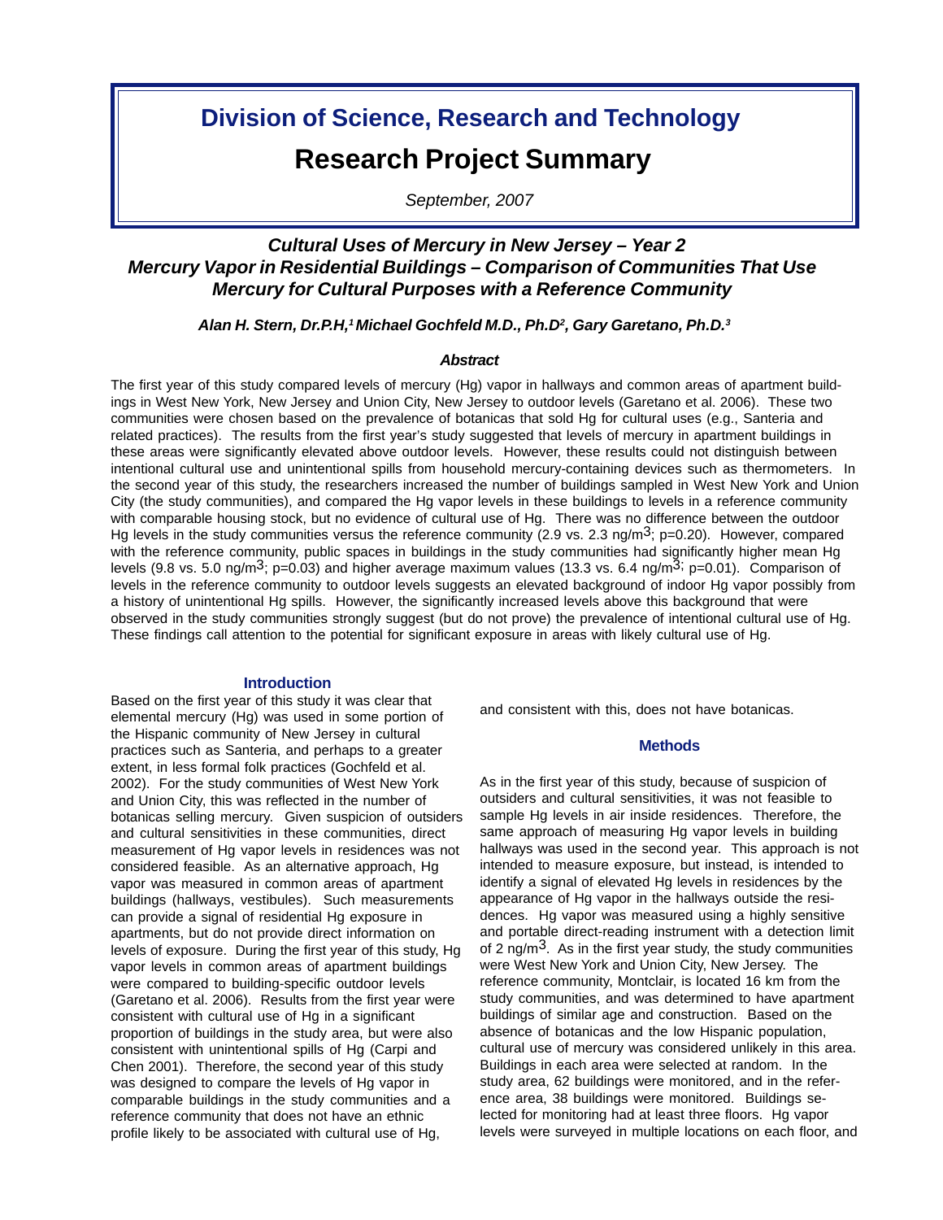# Division of Science, Research and Technology

## Research Project Summary

*September, 2007*

### *Cultural Uses of Mercury in New Jersey – Year 2*
### *Mercury Vapor in Residential Buildings – Comparison of Communities That Use Mercury for Cultural Purposes with a Reference Community*

***Alan H. Stern, Dr.P.H,[1] Michael Gochfeld M.D., Ph.D[2], Gary Garetano, Ph.D.[3]***

#### *Abstract*

The first year of this study compared levels of mercury (Hg) vapor in hallways and common areas of apartment buildings in West New York, New Jersey and Union City, New Jersey to outdoor levels (Garetano et al. 2006). These two communities were chosen based on the prevalence of botanicas that sold Hg for cultural uses (e.g., Santeria and related practices). The results from the first year's study suggested that levels of mercury in apartment buildings in these areas were significantly elevated above outdoor levels. However, these results could not distinguish between intentional cultural use and unintentional spills from household mercury-containing devices such as thermometers. In the second year of this study, the researchers increased the number of buildings sampled in West New York and Union City (the study communities), and compared the Hg vapor levels in these buildings to levels in a reference community with comparable housing stock, but no evidence of cultural use of Hg. There was no difference between the outdoor Hg levels in the study communities versus the reference community (2.9 vs. 2.3 ng/m$^3$; p=0.20). However, compared with the reference community, public spaces in buildings in the study communities had significantly higher mean Hg levels (9.8 vs. 5.0 ng/m$^3$; p=0.03) and higher average maximum values (13.3 vs. 6.4 ng/m$^3$; p=0.01). Comparison of levels in the reference community to outdoor levels suggests an elevated background of indoor Hg vapor possibly from a history of unintentional Hg spills. However, the significantly increased levels above this background that were observed in the study communities strongly suggest (but do not prove) the prevalence of intentional cultural use of Hg. These findings call attention to the potential for significant exposure in areas with likely cultural use of Hg.

#### Introduction

Based on the first year of this study it was clear that elemental mercury (Hg) was used in some portion of the Hispanic community of New Jersey in cultural practices such as Santeria, and perhaps to a greater extent, in less formal folk practices (Gochfeld et al. 2002). For the study communities of West New York and Union City, this was reflected in the number of botanicas selling mercury. Given suspicion of outsiders and cultural sensitivities in these communities, direct measurement of Hg vapor levels in residences was not considered feasible. As an alternative approach, Hg vapor was measured in common areas of apartment buildings (hallways, vestibules). Such measurements can provide a signal of residential Hg exposure in apartments, but do not provide direct information on levels of exposure. During the first year of this study, Hg vapor levels in common areas of apartment buildings were compared to building-specific outdoor levels (Garetano et al. 2006). Results from the first year were consistent with cultural use of Hg in a significant proportion of buildings in the study area, but were also consistent with unintentional spills of Hg (Carpi and Chen 2001). Therefore, the second year of this study was designed to compare the levels of Hg vapor in comparable buildings in the study communities and a reference community that does not have an ethnic profile likely to be associated with cultural use of Hg, and consistent with this, does not have botanicas.

#### Methods

As in the first year of this study, because of suspicion of outsiders and cultural sensitivities, it was not feasible to sample Hg levels in air inside residences. Therefore, the same approach of measuring Hg vapor levels in building hallways was used in the second year. This approach is not intended to measure exposure, but instead, is intended to identify a signal of elevated Hg levels in residences by the appearance of Hg vapor in the hallways outside the residences. Hg vapor was measured using a highly sensitive and portable direct-reading instrument with a detection limit of 2 ng/m$^3$. As in the first year study, the study communities were West New York and Union City, New Jersey. The reference community, Montclair, is located 16 km from the study communities, and was determined to have apartment buildings of similar age and construction. Based on the absence of botanicas and the low Hispanic population, cultural use of mercury was considered unlikely in this area. Buildings in each area were selected at random. In the study area, 62 buildings were monitored, and in the reference area, 38 buildings were monitored. Buildings selected for monitoring had at least three floors. Hg vapor levels were surveyed in multiple locations on each floor, and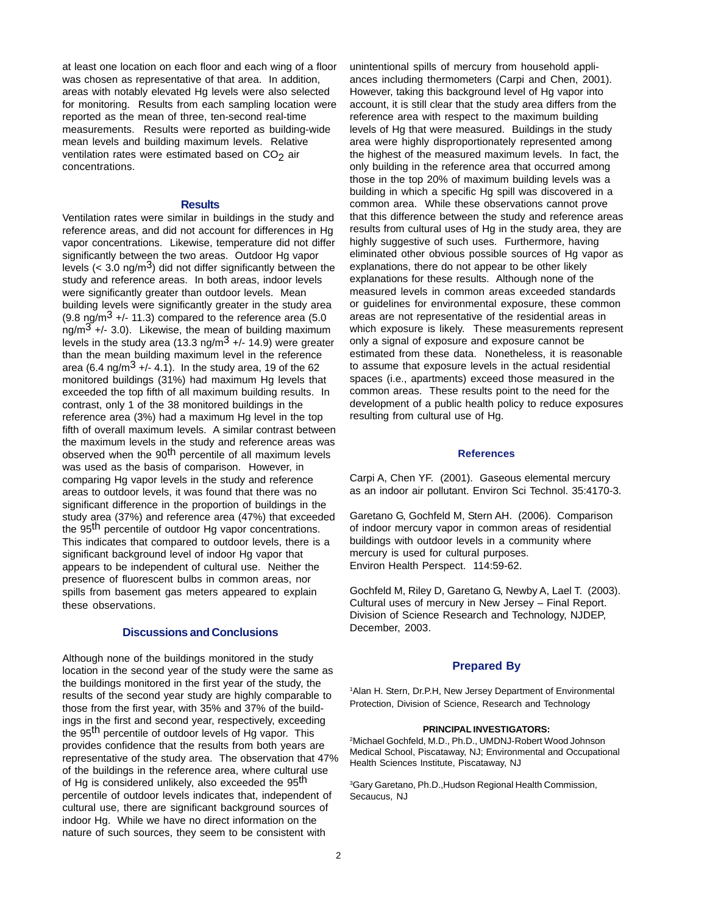at least one location on each floor and each wing of a floor was chosen as representative of that area. In addition, areas with notably elevated Hg levels were also selected for monitoring. Results from each sampling location were reported as the mean of three, ten-second real-time measurements. Results were reported as building-wide mean levels and building maximum levels. Relative ventilation rates were estimated based on $CO_2$ air concentrations.

## Results

Ventilation rates were similar in buildings in the study and reference areas, and did not account for differences in Hg vapor concentrations. Likewise, temperature did not differ significantly between the two areas. Outdoor Hg vapor levels (< 3.0 ng/$m^3$) did not differ significantly between the study and reference areas. In both areas, indoor levels were significantly greater than outdoor levels. Mean building levels were significantly greater in the study area (9.8 ng/$m^3$ +/- 11.3) compared to the reference area (5.0 ng/$m^3$ +/- 3.0). Likewise, the mean of building maximum levels in the study area (13.3 ng/$m^3$ +/- 14.9) were greater than the mean building maximum level in the reference area (6.4 ng/$m^3$ +/- 4.1). In the study area, 19 of the 62 monitored buildings (31%) had maximum Hg levels that exceeded the top fifth of all maximum building results. In contrast, only 1 of the 38 monitored buildings in the reference area (3%) had a maximum Hg level in the top fifth of overall maximum levels. A similar contrast between the maximum levels in the study and reference areas was observed when the $90^{th}$ percentile of all maximum levels was used as the basis of comparison. However, in comparing Hg vapor levels in the study and reference areas to outdoor levels, it was found that there was no significant difference in the proportion of buildings in the study area (37%) and reference area (47%) that exceeded the $95^{th}$ percentile of outdoor Hg vapor concentrations. This indicates that compared to outdoor levels, there is a significant background level of indoor Hg vapor that appears to be independent of cultural use. Neither the presence of fluorescent bulbs in common areas, nor spills from basement gas meters appeared to explain these observations.

## Discussions and Conclusions

Although none of the buildings monitored in the study location in the second year of the study were the same as the buildings monitored in the first year of the study, the results of the second year study are highly comparable to those from the first year, with 35% and 37% of the buildings in the first and second year, respectively, exceeding the $95^{th}$ percentile of outdoor levels of Hg vapor. This provides confidence that the results from both years are representative of the study area. The observation that 47% of the buildings in the reference area, where cultural use of Hg is considered unlikely, also exceeded the $95^{th}$ percentile of outdoor levels indicates that, independent of cultural use, there are significant background sources of indoor Hg. While we have no direct information on the nature of such sources, they seem to be consistent with unintentional spills of mercury from household appliances including thermometers (Carpi and Chen, 2001). However, taking this background level of Hg vapor into account, it is still clear that the study area differs from the reference area with respect to the maximum building levels of Hg that were measured. Buildings in the study area were highly disproportionately represented among the highest of the measured maximum levels. In fact, the only building in the reference area that occurred among those in the top 20% of maximum building levels was a building in which a specific Hg spill was discovered in a common area. While these observations cannot prove that this difference between the study and reference areas results from cultural uses of Hg in the study area, they are highly suggestive of such uses. Furthermore, having eliminated other obvious possible sources of Hg vapor as explanations, there do not appear to be other likely explanations for these results. Although none of the measured levels in common areas exceeded standards or guidelines for environmental exposure, these common areas are not representative of the residential areas in which exposure is likely. These measurements represent only a signal of exposure and exposure cannot be estimated from these data. Nonetheless, it is reasonable to assume that exposure levels in the actual residential spaces (i.e., apartments) exceed those measured in the common areas. These results point to the need for the development of a public health policy to reduce exposures resulting from cultural use of Hg.

## References

Carpi A, Chen YF. (2001). Gaseous elemental mercury as an indoor air pollutant. Environ Sci Technol. 35:4170-3.

Garetano G, Gochfeld M, Stern AH. (2006). Comparison of indoor mercury vapor in common areas of residential buildings with outdoor levels in a community where mercury is used for cultural purposes. Environ Health Perspect. 114:59-62.

Gochfeld M, Riley D, Garetano G, Newby A, Lael T. (2003). Cultural uses of mercury in New Jersey – Final Report. Division of Science Research and Technology, NJDEP, December, 2003.

## Prepared By

[1]Alan H. Stern, Dr.P.H, New Jersey Department of Environmental Protection, Division of Science, Research and Technology

**PRINCIPAL INVESTIGATORS:**

[2]Michael Gochfeld, M.D., Ph.D., UMDNJ-Robert Wood Johnson Medical School, Piscataway, NJ; Environmental and Occupational Health Sciences Institute, Piscataway, NJ

[3]Gary Garetano, Ph.D.,Hudson Regional Health Commission, Secaucus, NJ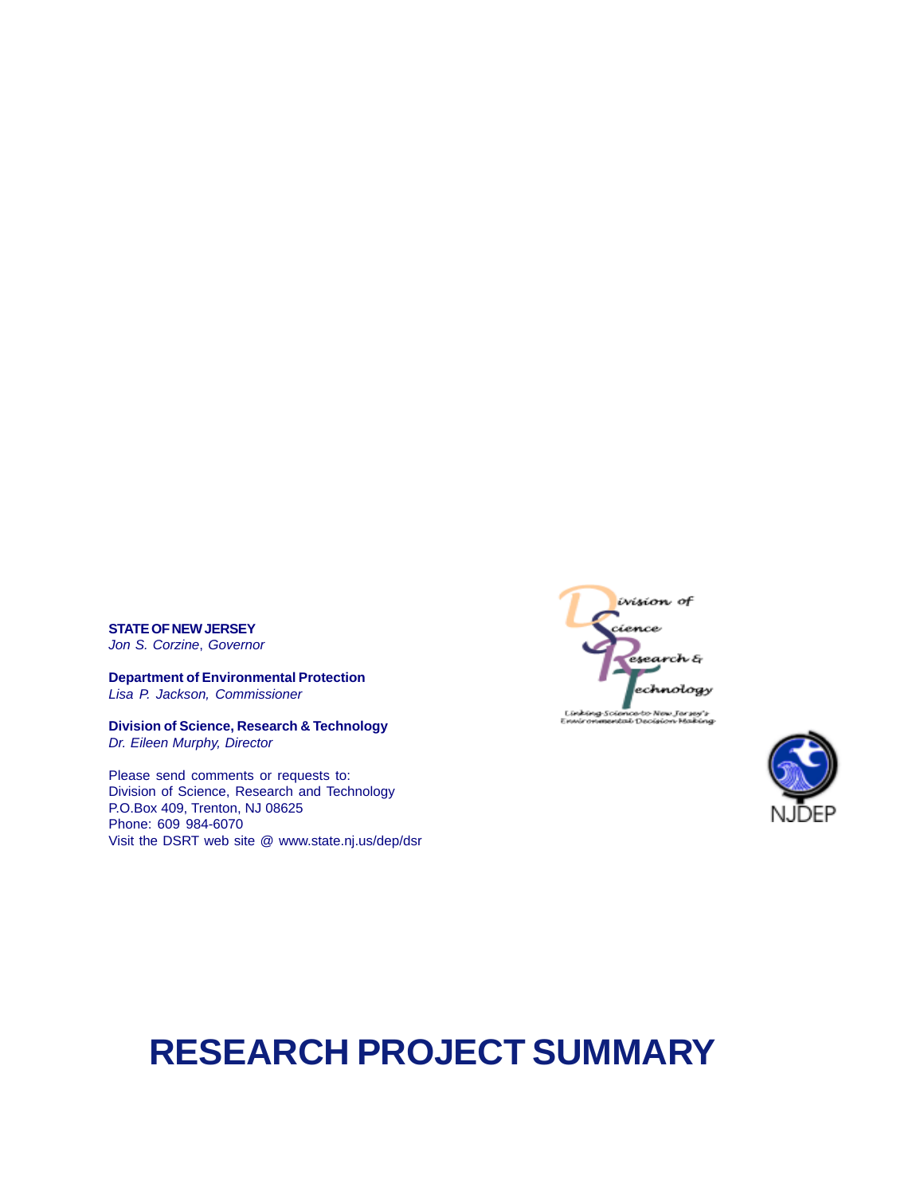**STATE OF NEW JERSEY**
*Jon S. Corzine, Governor*

**Department of Environmental Protection**
*Lisa P. Jackson, Commissioner*

**Division of Science, Research & Technology**
*Dr. Eileen Murphy, Director*

Please send comments or requests to:
Division of Science, Research and Technology
P.O.Box 409, Trenton, NJ 08625
Phone: 609 984-6070
Visit the DSRT web site @ www.state.nj.us/dep/dsr

Division of Science Research & Technology
Linking Science to New Jersey's Environmental Decision Making

NJDEP

# RESEARCH PROJECT SUMMARY